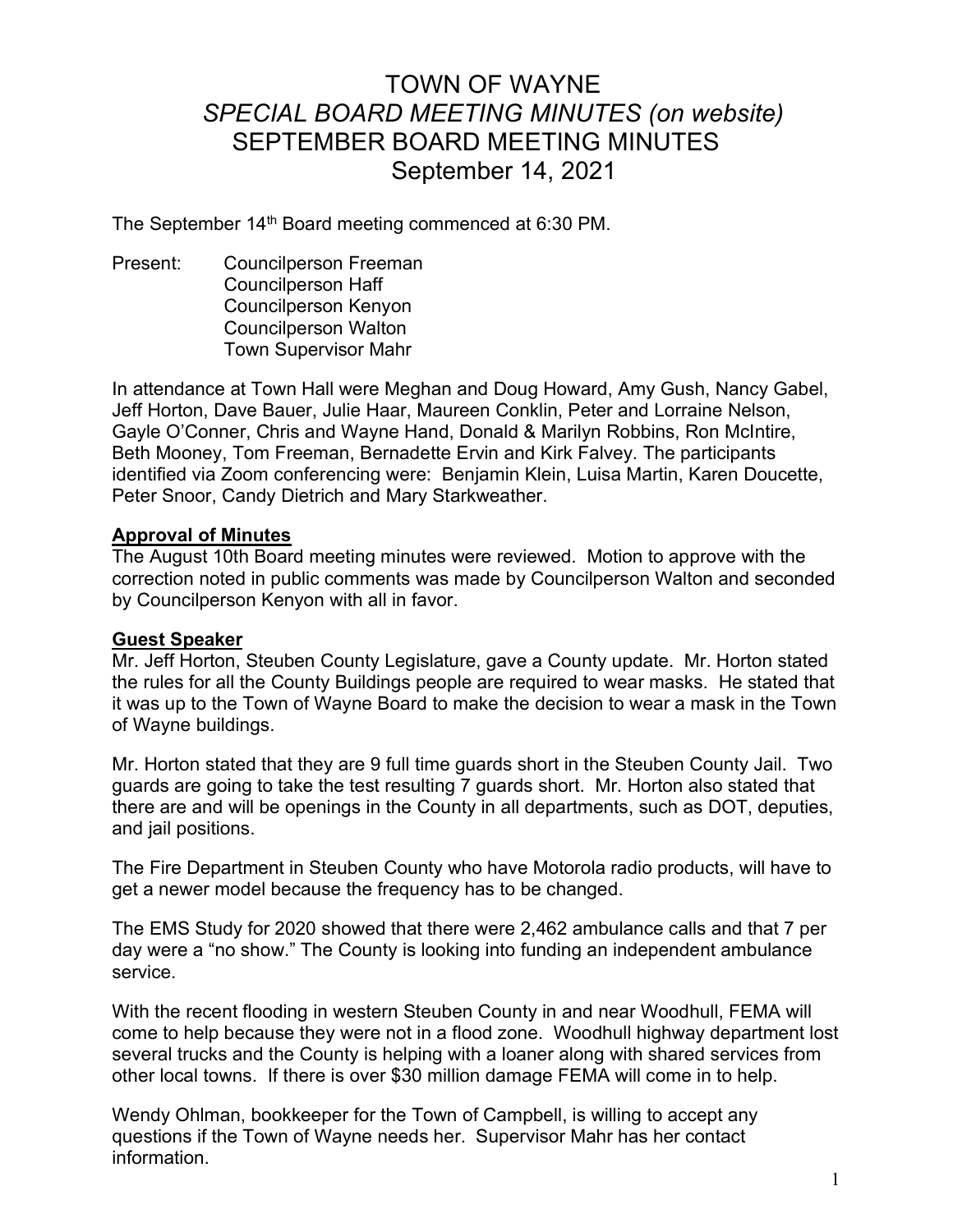# TOWN OF WAYNE
## *SPECIAL BOARD MEETING MINUTES (on website)*
## SEPTEMBER BOARD MEETING MINUTES
## September 14, 2021

The September 14th Board meeting commenced at 6:30 PM.

Present: Councilperson Freeman
Councilperson Haff
Councilperson Kenyon
Councilperson Walton
Town Supervisor Mahr

In attendance at Town Hall were Meghan and Doug Howard, Amy Gush, Nancy Gabel, Jeff Horton, Dave Bauer, Julie Haar, Maureen Conklin, Peter and Lorraine Nelson, Gayle O'Conner, Chris and Wayne Hand, Donald & Marilyn Robbins, Ron McIntire, Beth Mooney, Tom Freeman, Bernadette Ervin and Kirk Falvey. The participants identified via Zoom conferencing were: Benjamin Klein, Luisa Martin, Karen Doucette, Peter Snoor, Candy Dietrich and Mary Starkweather.

**Approval of Minutes**

The August 10th Board meeting minutes were reviewed. Motion to approve with the correction noted in public comments was made by Councilperson Walton and seconded by Councilperson Kenyon with all in favor.

**Guest Speaker**

Mr. Jeff Horton, Steuben County Legislature, gave a County update. Mr. Horton stated the rules for all the County Buildings people are required to wear masks. He stated that it was up to the Town of Wayne Board to make the decision to wear a mask in the Town of Wayne buildings.

Mr. Horton stated that they are 9 full time guards short in the Steuben County Jail. Two guards are going to take the test resulting 7 guards short. Mr. Horton also stated that there are and will be openings in the County in all departments, such as DOT, deputies, and jail positions.

The Fire Department in Steuben County who have Motorola radio products, will have to get a newer model because the frequency has to be changed.

The EMS Study for 2020 showed that there were 2,462 ambulance calls and that 7 per day were a "no show." The County is looking into funding an independent ambulance service.

With the recent flooding in western Steuben County in and near Woodhull, FEMA will come to help because they were not in a flood zone. Woodhull highway department lost several trucks and the County is helping with a loaner along with shared services from other local towns. If there is over $30 million damage FEMA will come in to help.

Wendy Ohlman, bookkeeper for the Town of Campbell, is willing to accept any questions if the Town of Wayne needs her. Supervisor Mahr has her contact information.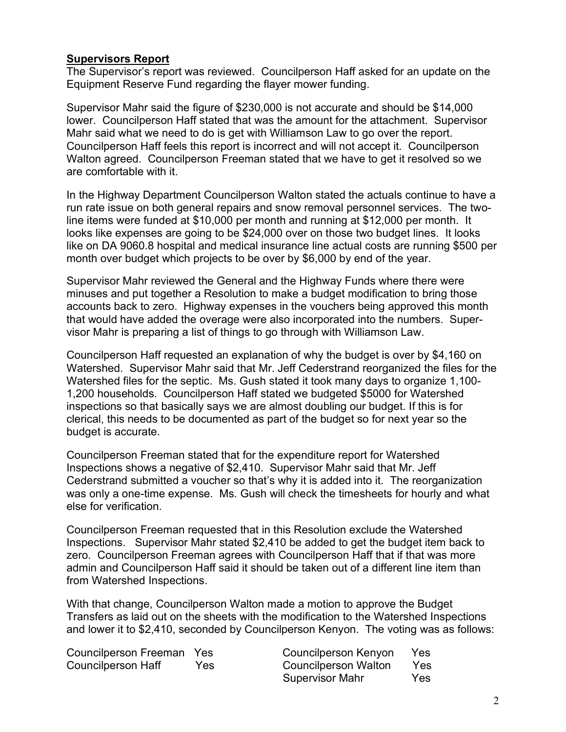**Supervisors Report**

The Supervisor's report was reviewed. Councilperson Haff asked for an update on the Equipment Reserve Fund regarding the flayer mower funding.

Supervisor Mahr said the figure of $230,000 is not accurate and should be $14,000 lower. Councilperson Haff stated that was the amount for the attachment. Supervisor Mahr said what we need to do is get with Williamson Law to go over the report. Councilperson Haff feels this report is incorrect and will not accept it. Councilperson Walton agreed. Councilperson Freeman stated that we have to get it resolved so we are comfortable with it.

In the Highway Department Councilperson Walton stated the actuals continue to have a run rate issue on both general repairs and snow removal personnel services. The two-line items were funded at $10,000 per month and running at $12,000 per month. It looks like expenses are going to be $24,000 over on those two budget lines. It looks like on DA 9060.8 hospital and medical insurance line actual costs are running $500 per month over budget which projects to be over by $6,000 by end of the year.

Supervisor Mahr reviewed the General and the Highway Funds where there were minuses and put together a Resolution to make a budget modification to bring those accounts back to zero. Highway expenses in the vouchers being approved this month that would have added the overage were also incorporated into the numbers. Supervisor Mahr is preparing a list of things to go through with Williamson Law.

Councilperson Haff requested an explanation of why the budget is over by $4,160 on Watershed. Supervisor Mahr said that Mr. Jeff Cederstrand reorganized the files for the Watershed files for the septic. Ms. Gush stated it took many days to organize 1,100-1,200 households. Councilperson Haff stated we budgeted $5000 for Watershed inspections so that basically says we are almost doubling our budget. If this is for clerical, this needs to be documented as part of the budget so for next year so the budget is accurate.

Councilperson Freeman stated that for the expenditure report for Watershed Inspections shows a negative of $2,410. Supervisor Mahr said that Mr. Jeff Cederstrand submitted a voucher so that's why it is added into it. The reorganization was only a one-time expense. Ms. Gush will check the timesheets for hourly and what else for verification.

Councilperson Freeman requested that in this Resolution exclude the Watershed Inspections. Supervisor Mahr stated $2,410 be added to get the budget item back to zero. Councilperson Freeman agrees with Councilperson Haff that if that was more admin and Councilperson Haff said it should be taken out of a different line item than from Watershed Inspections.

With that change, Councilperson Walton made a motion to approve the Budget Transfers as laid out on the sheets with the modification to the Watershed Inspections and lower it to $2,410, seconded by Councilperson Kenyon. The voting was as follows:

Councilperson Freeman Yes
Councilperson Haff Yes
Councilperson Kenyon Yes
Councilperson Walton Yes
Supervisor Mahr Yes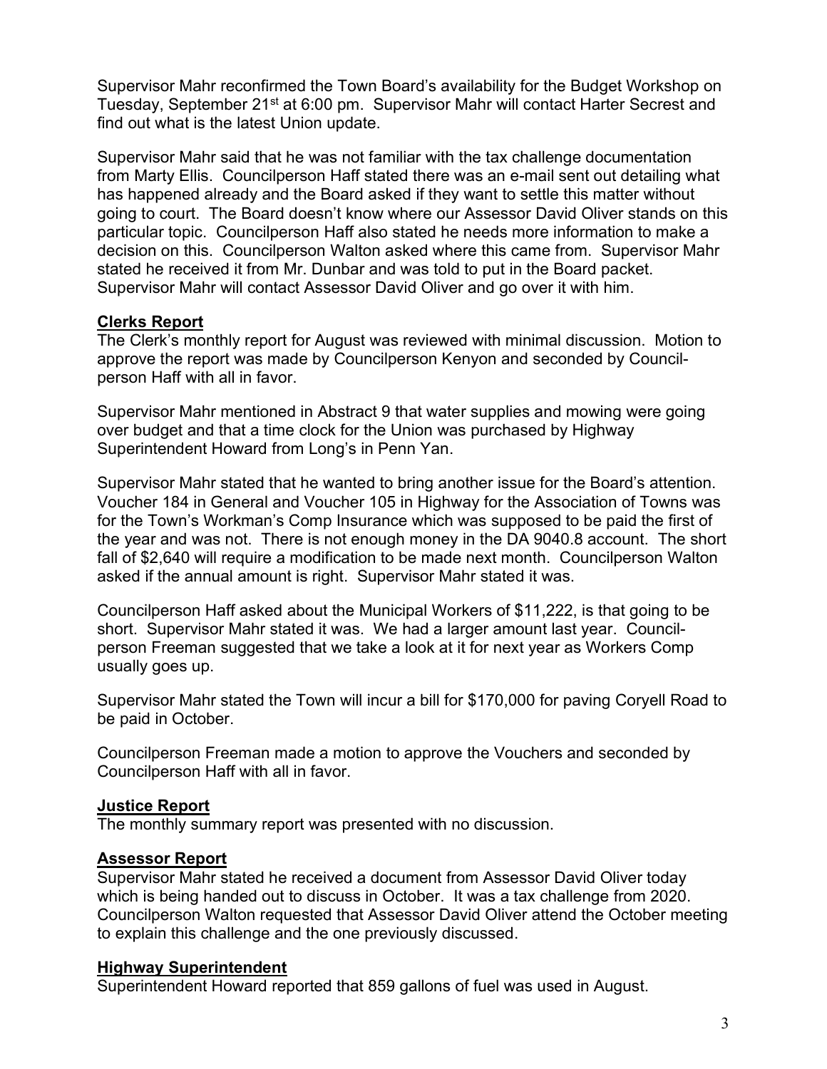Supervisor Mahr reconfirmed the Town Board's availability for the Budget Workshop on Tuesday, September 21st at 6:00 pm. Supervisor Mahr will contact Harter Secrest and find out what is the latest Union update.

Supervisor Mahr said that he was not familiar with the tax challenge documentation from Marty Ellis. Councilperson Haff stated there was an e-mail sent out detailing what has happened already and the Board asked if they want to settle this matter without going to court. The Board doesn't know where our Assessor David Oliver stands on this particular topic. Councilperson Haff also stated he needs more information to make a decision on this. Councilperson Walton asked where this came from. Supervisor Mahr stated he received it from Mr. Dunbar and was told to put in the Board packet. Supervisor Mahr will contact Assessor David Oliver and go over it with him.

## Clerks Report

The Clerk's monthly report for August was reviewed with minimal discussion. Motion to approve the report was made by Councilperson Kenyon and seconded by Councilperson Haff with all in favor.

Supervisor Mahr mentioned in Abstract 9 that water supplies and mowing were going over budget and that a time clock for the Union was purchased by Highway Superintendent Howard from Long's in Penn Yan.

Supervisor Mahr stated that he wanted to bring another issue for the Board's attention. Voucher 184 in General and Voucher 105 in Highway for the Association of Towns was for the Town's Workman's Comp Insurance which was supposed to be paid the first of the year and was not. There is not enough money in the DA 9040.8 account. The short fall of $2,640 will require a modification to be made next month. Councilperson Walton asked if the annual amount is right. Supervisor Mahr stated it was.

Councilperson Haff asked about the Municipal Workers of $11,222, is that going to be short. Supervisor Mahr stated it was. We had a larger amount last year. Councilperson Freeman suggested that we take a look at it for next year as Workers Comp usually goes up.

Supervisor Mahr stated the Town will incur a bill for $170,000 for paving Coryell Road to be paid in October.

Councilperson Freeman made a motion to approve the Vouchers and seconded by Councilperson Haff with all in favor.

## Justice Report

The monthly summary report was presented with no discussion.

## Assessor Report

Supervisor Mahr stated he received a document from Assessor David Oliver today which is being handed out to discuss in October. It was a tax challenge from 2020. Councilperson Walton requested that Assessor David Oliver attend the October meeting to explain this challenge and the one previously discussed.

## Highway Superintendent

Superintendent Howard reported that 859 gallons of fuel was used in August.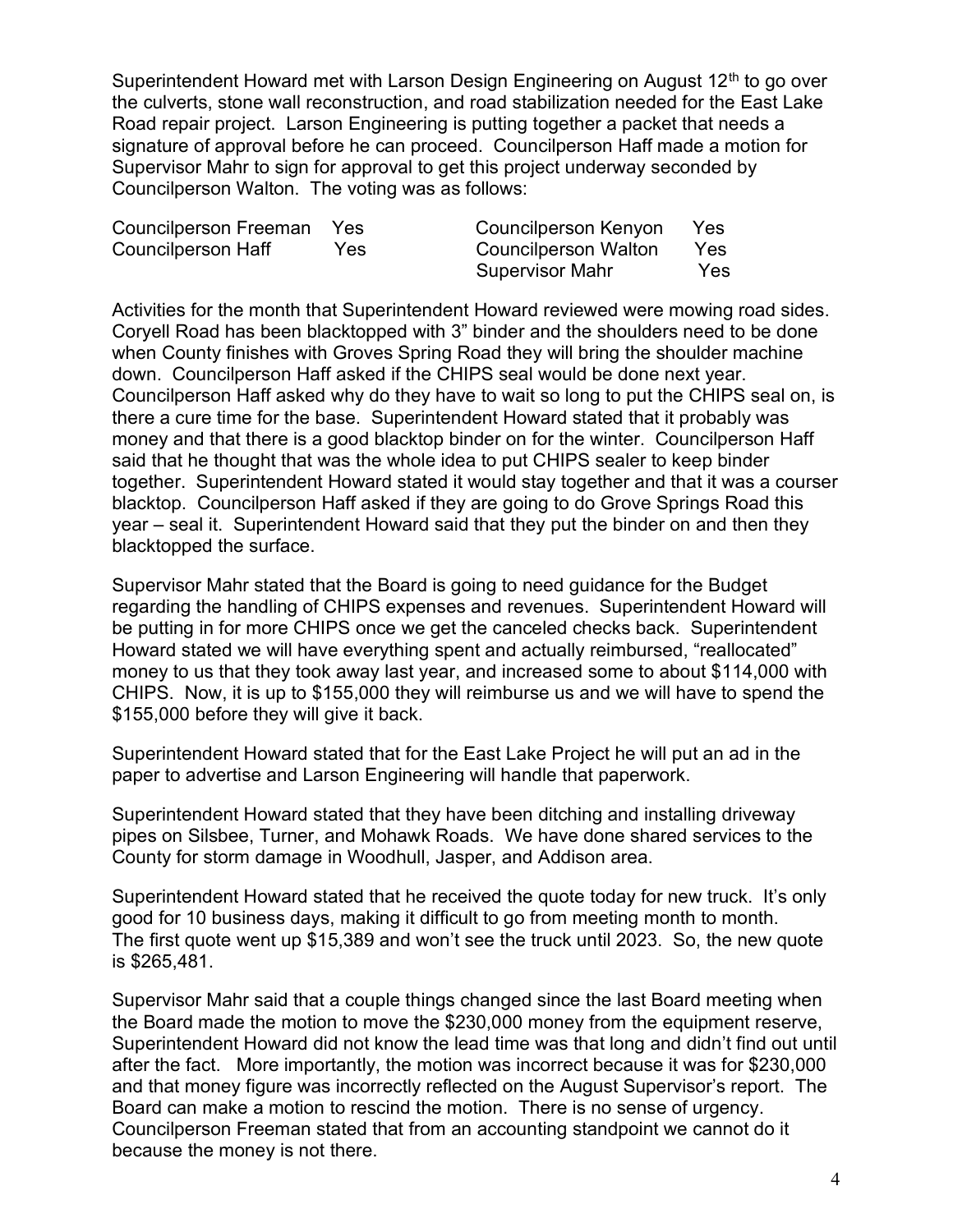Superintendent Howard met with Larson Design Engineering on August 12th to go over the culverts, stone wall reconstruction, and road stabilization needed for the East Lake Road repair project. Larson Engineering is putting together a packet that needs a signature of approval before he can proceed. Councilperson Haff made a motion for Supervisor Mahr to sign for approval to get this project underway seconded by Councilperson Walton. The voting was as follows:

| | | | |
|---|---|---|---|
| Councilperson Freeman | Yes | Councilperson Kenyon | Yes |
| Councilperson Haff | Yes | Councilperson Walton | Yes |
| | | Supervisor Mahr | Yes |

Activities for the month that Superintendent Howard reviewed were mowing road sides. Coryell Road has been blacktopped with 3" binder and the shoulders need to be done when County finishes with Groves Spring Road they will bring the shoulder machine down. Councilperson Haff asked if the CHIPS seal would be done next year. Councilperson Haff asked why do they have to wait so long to put the CHIPS seal on, is there a cure time for the base. Superintendent Howard stated that it probably was money and that there is a good blacktop binder on for the winter. Councilperson Haff said that he thought that was the whole idea to put CHIPS sealer to keep binder together. Superintendent Howard stated it would stay together and that it was a courser blacktop. Councilperson Haff asked if they are going to do Grove Springs Road this year – seal it. Superintendent Howard said that they put the binder on and then they blacktopped the surface.

Supervisor Mahr stated that the Board is going to need guidance for the Budget regarding the handling of CHIPS expenses and revenues. Superintendent Howard will be putting in for more CHIPS once we get the canceled checks back. Superintendent Howard stated we will have everything spent and actually reimbursed, "reallocated" money to us that they took away last year, and increased some to about $114,000 with CHIPS. Now, it is up to $155,000 they will reimburse us and we will have to spend the $155,000 before they will give it back.

Superintendent Howard stated that for the East Lake Project he will put an ad in the paper to advertise and Larson Engineering will handle that paperwork.

Superintendent Howard stated that they have been ditching and installing driveway pipes on Silsbee, Turner, and Mohawk Roads. We have done shared services to the County for storm damage in Woodhull, Jasper, and Addison area.

Superintendent Howard stated that he received the quote today for new truck. It's only good for 10 business days, making it difficult to go from meeting month to month. The first quote went up $15,389 and won't see the truck until 2023. So, the new quote is $265,481.

Supervisor Mahr said that a couple things changed since the last Board meeting when the Board made the motion to move the $230,000 money from the equipment reserve, Superintendent Howard did not know the lead time was that long and didn't find out until after the fact. More importantly, the motion was incorrect because it was for $230,000 and that money figure was incorrectly reflected on the August Supervisor's report. The Board can make a motion to rescind the motion. There is no sense of urgency. Councilperson Freeman stated that from an accounting standpoint we cannot do it because the money is not there.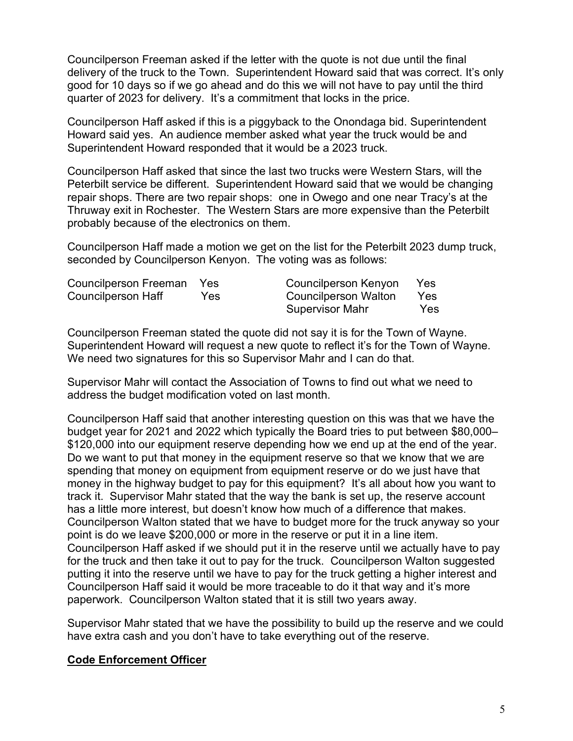Councilperson Freeman asked if the letter with the quote is not due until the final delivery of the truck to the Town. Superintendent Howard said that was correct. It's only good for 10 days so if we go ahead and do this we will not have to pay until the third quarter of 2023 for delivery. It's a commitment that locks in the price.

Councilperson Haff asked if this is a piggyback to the Onondaga bid. Superintendent Howard said yes. An audience member asked what year the truck would be and Superintendent Howard responded that it would be a 2023 truck.

Councilperson Haff asked that since the last two trucks were Western Stars, will the Peterbilt service be different. Superintendent Howard said that we would be changing repair shops. There are two repair shops: one in Owego and one near Tracy's at the Thruway exit in Rochester. The Western Stars are more expensive than the Peterbilt probably because of the electronics on them.

Councilperson Haff made a motion we get on the list for the Peterbilt 2023 dump truck, seconded by Councilperson Kenyon. The voting was as follows:

| | | | |
|---|---|---|---|
| Councilperson Freeman | Yes | Councilperson Kenyon | Yes |
| Councilperson Haff | Yes | Councilperson Walton | Yes |
| | | Supervisor Mahr | Yes |

Councilperson Freeman stated the quote did not say it is for the Town of Wayne. Superintendent Howard will request a new quote to reflect it's for the Town of Wayne. We need two signatures for this so Supervisor Mahr and I can do that.

Supervisor Mahr will contact the Association of Towns to find out what we need to address the budget modification voted on last month.

Councilperson Haff said that another interesting question on this was that we have the budget year for 2021 and 2022 which typically the Board tries to put between $80,000–$120,000 into our equipment reserve depending how we end up at the end of the year. Do we want to put that money in the equipment reserve so that we know that we are spending that money on equipment from equipment reserve or do we just have that money in the highway budget to pay for this equipment? It's all about how you want to track it. Supervisor Mahr stated that the way the bank is set up, the reserve account has a little more interest, but doesn't know how much of a difference that makes. Councilperson Walton stated that we have to budget more for the truck anyway so your point is do we leave $200,000 or more in the reserve or put it in a line item. Councilperson Haff asked if we should put it in the reserve until we actually have to pay for the truck and then take it out to pay for the truck. Councilperson Walton suggested putting it into the reserve until we have to pay for the truck getting a higher interest and Councilperson Haff said it would be more traceable to do it that way and it's more paperwork. Councilperson Walton stated that it is still two years away.

Supervisor Mahr stated that we have the possibility to build up the reserve and we could have extra cash and you don't have to take everything out of the reserve.

**Code Enforcement Officer**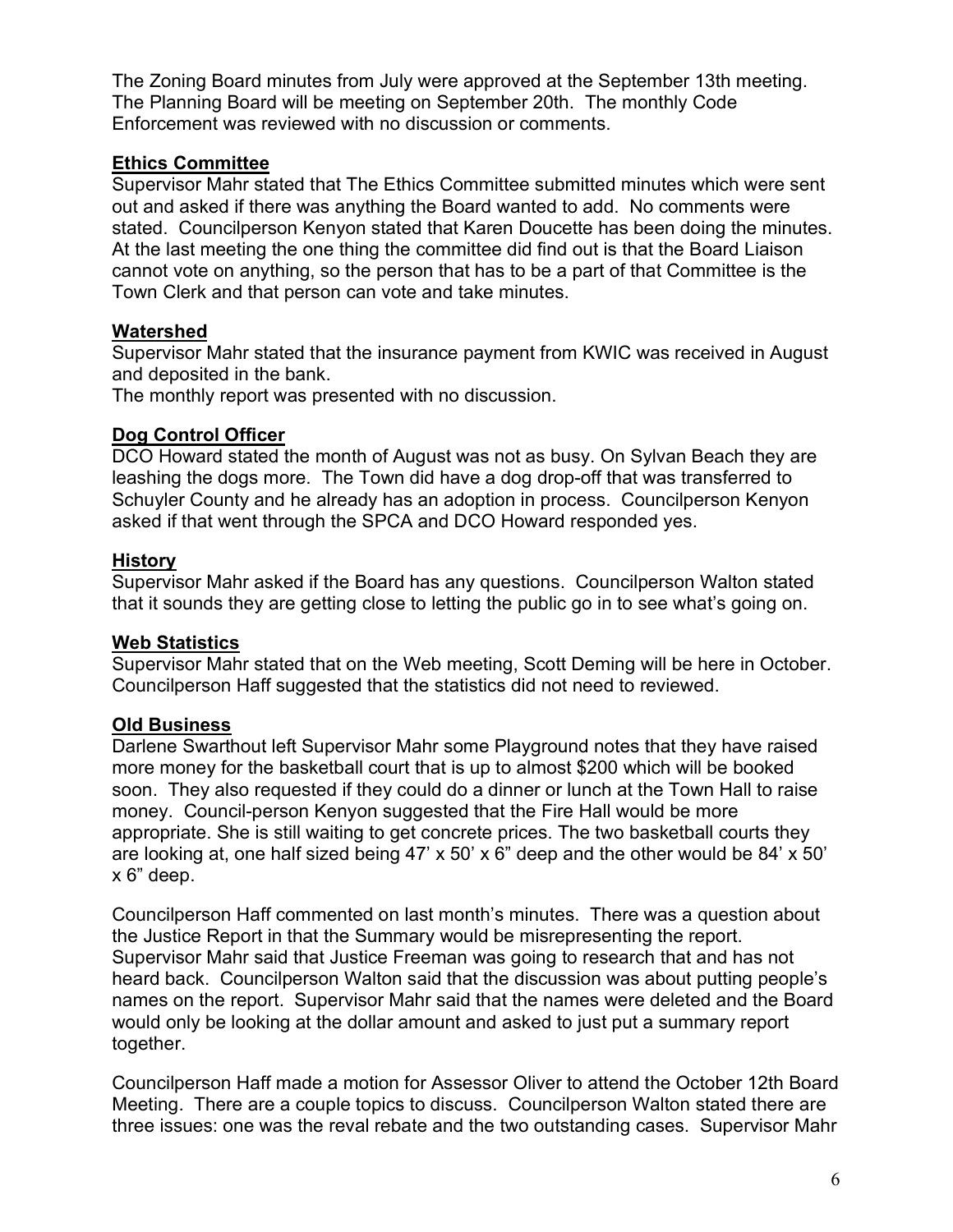The Zoning Board minutes from July were approved at the September 13th meeting. The Planning Board will be meeting on September 20th. The monthly Code Enforcement was reviewed with no discussion or comments.

## Ethics Committee

Supervisor Mahr stated that The Ethics Committee submitted minutes which were sent out and asked if there was anything the Board wanted to add. No comments were stated. Councilperson Kenyon stated that Karen Doucette has been doing the minutes. At the last meeting the one thing the committee did find out is that the Board Liaison cannot vote on anything, so the person that has to be a part of that Committee is the Town Clerk and that person can vote and take minutes.

## Watershed

Supervisor Mahr stated that the insurance payment from KWIC was received in August and deposited in the bank.
The monthly report was presented with no discussion.

## Dog Control Officer

DCO Howard stated the month of August was not as busy. On Sylvan Beach they are leashing the dogs more. The Town did have a dog drop-off that was transferred to Schuyler County and he already has an adoption in process. Councilperson Kenyon asked if that went through the SPCA and DCO Howard responded yes.

## History

Supervisor Mahr asked if the Board has any questions. Councilperson Walton stated that it sounds they are getting close to letting the public go in to see what's going on.

## Web Statistics

Supervisor Mahr stated that on the Web meeting, Scott Deming will be here in October. Councilperson Haff suggested that the statistics did not need to reviewed.

## Old Business

Darlene Swarthout left Supervisor Mahr some Playground notes that they have raised more money for the basketball court that is up to almost $200 which will be booked soon. They also requested if they could do a dinner or lunch at the Town Hall to raise money. Council-person Kenyon suggested that the Fire Hall would be more appropriate. She is still waiting to get concrete prices. The two basketball courts they are looking at, one half sized being 47' x 50' x 6" deep and the other would be 84' x 50' x 6" deep.

Councilperson Haff commented on last month's minutes. There was a question about the Justice Report in that the Summary would be misrepresenting the report. Supervisor Mahr said that Justice Freeman was going to research that and has not heard back. Councilperson Walton said that the discussion was about putting people's names on the report. Supervisor Mahr said that the names were deleted and the Board would only be looking at the dollar amount and asked to just put a summary report together.

Councilperson Haff made a motion for Assessor Oliver to attend the October 12th Board Meeting. There are a couple topics to discuss. Councilperson Walton stated there are three issues: one was the reval rebate and the two outstanding cases. Supervisor Mahr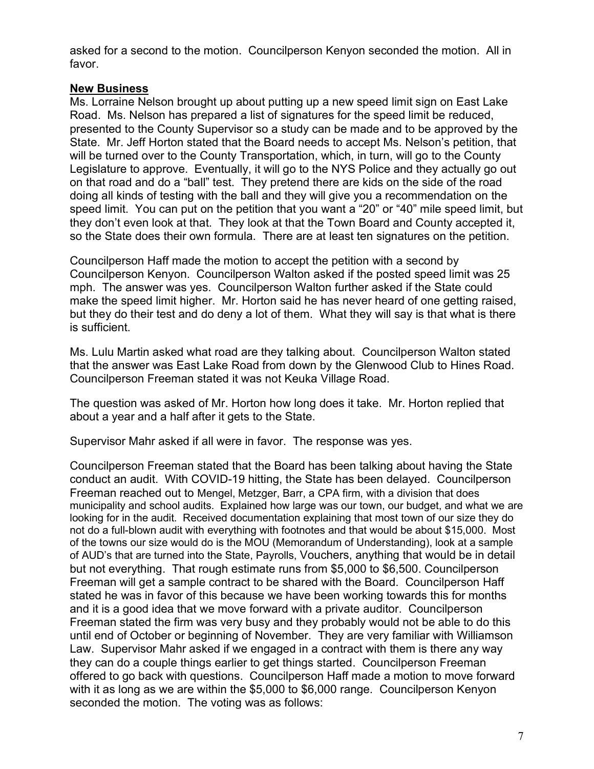asked for a second to the motion. Councilperson Kenyon seconded the motion. All in favor.

**New Business**

Ms. Lorraine Nelson brought up about putting up a new speed limit sign on East Lake Road. Ms. Nelson has prepared a list of signatures for the speed limit be reduced, presented to the County Supervisor so a study can be made and to be approved by the State. Mr. Jeff Horton stated that the Board needs to accept Ms. Nelson's petition, that will be turned over to the County Transportation, which, in turn, will go to the County Legislature to approve. Eventually, it will go to the NYS Police and they actually go out on that road and do a "ball" test. They pretend there are kids on the side of the road doing all kinds of testing with the ball and they will give you a recommendation on the speed limit. You can put on the petition that you want a "20" or "40" mile speed limit, but they don't even look at that. They look at that the Town Board and County accepted it, so the State does their own formula. There are at least ten signatures on the petition.

Councilperson Haff made the motion to accept the petition with a second by Councilperson Kenyon. Councilperson Walton asked if the posted speed limit was 25 mph. The answer was yes. Councilperson Walton further asked if the State could make the speed limit higher. Mr. Horton said he has never heard of one getting raised, but they do their test and do deny a lot of them. What they will say is that what is there is sufficient.

Ms. Lulu Martin asked what road are they talking about. Councilperson Walton stated that the answer was East Lake Road from down by the Glenwood Club to Hines Road. Councilperson Freeman stated it was not Keuka Village Road.

The question was asked of Mr. Horton how long does it take. Mr. Horton replied that about a year and a half after it gets to the State.

Supervisor Mahr asked if all were in favor. The response was yes.

Councilperson Freeman stated that the Board has been talking about having the State conduct an audit. With COVID-19 hitting, the State has been delayed. Councilperson Freeman reached out to Mengel, Metzger, Barr, a CPA firm, with a division that does municipality and school audits. Explained how large was our town, our budget, and what we are looking for in the audit. Received documentation explaining that most town of our size they do not do a full-blown audit with everything with footnotes and that would be about $15,000. Most of the towns our size would do is the MOU (Memorandum of Understanding), look at a sample of AUD's that are turned into the State, Payrolls, Vouchers, anything that would be in detail but not everything. That rough estimate runs from $5,000 to $6,500. Councilperson Freeman will get a sample contract to be shared with the Board. Councilperson Haff stated he was in favor of this because we have been working towards this for months and it is a good idea that we move forward with a private auditor. Councilperson Freeman stated the firm was very busy and they probably would not be able to do this until end of October or beginning of November. They are very familiar with Williamson Law. Supervisor Mahr asked if we engaged in a contract with them is there any way they can do a couple things earlier to get things started. Councilperson Freeman offered to go back with questions. Councilperson Haff made a motion to move forward with it as long as we are within the $5,000 to $6,000 range. Councilperson Kenyon seconded the motion. The voting was as follows: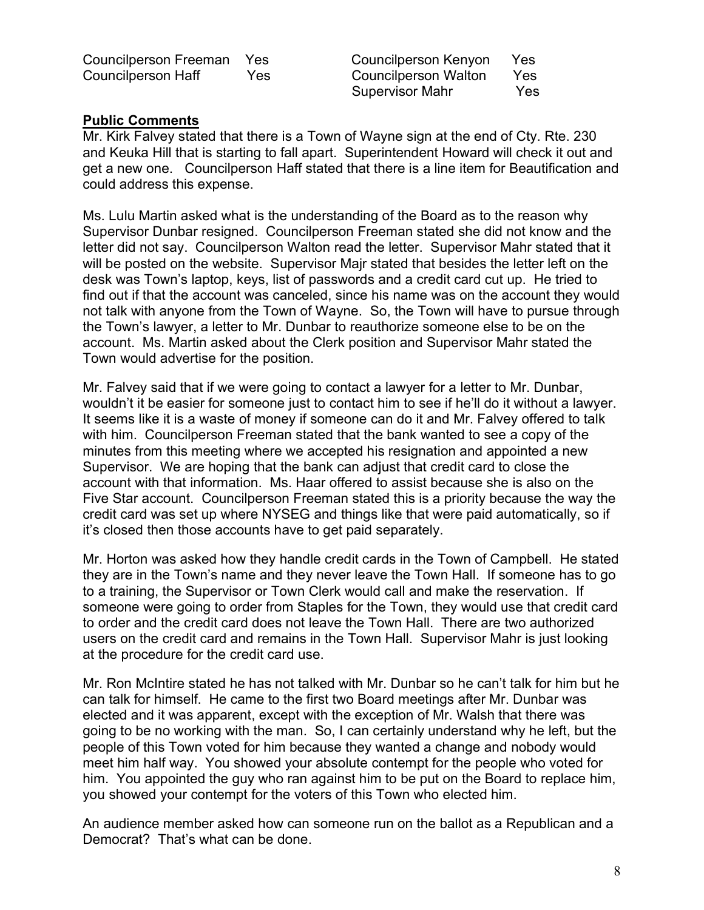| | | | |
|---|---|---|---|
| Councilperson Freeman | Yes | Councilperson Kenyon | Yes |
| Councilperson Haff | Yes | Councilperson Walton | Yes |
| | | Supervisor Mahr | Yes |

**Public Comments**

Mr. Kirk Falvey stated that there is a Town of Wayne sign at the end of Cty. Rte. 230 and Keuka Hill that is starting to fall apart. Superintendent Howard will check it out and get a new one. Councilperson Haff stated that there is a line item for Beautification and could address this expense.

Ms. Lulu Martin asked what is the understanding of the Board as to the reason why Supervisor Dunbar resigned. Councilperson Freeman stated she did not know and the letter did not say. Councilperson Walton read the letter. Supervisor Mahr stated that it will be posted on the website. Supervisor Majr stated that besides the letter left on the desk was Town's laptop, keys, list of passwords and a credit card cut up. He tried to find out if that the account was canceled, since his name was on the account they would not talk with anyone from the Town of Wayne. So, the Town will have to pursue through the Town's lawyer, a letter to Mr. Dunbar to reauthorize someone else to be on the account. Ms. Martin asked about the Clerk position and Supervisor Mahr stated the Town would advertise for the position.

Mr. Falvey said that if we were going to contact a lawyer for a letter to Mr. Dunbar, wouldn't it be easier for someone just to contact him to see if he'll do it without a lawyer. It seems like it is a waste of money if someone can do it and Mr. Falvey offered to talk with him. Councilperson Freeman stated that the bank wanted to see a copy of the minutes from this meeting where we accepted his resignation and appointed a new Supervisor. We are hoping that the bank can adjust that credit card to close the account with that information. Ms. Haar offered to assist because she is also on the Five Star account. Councilperson Freeman stated this is a priority because the way the credit card was set up where NYSEG and things like that were paid automatically, so if it's closed then those accounts have to get paid separately.

Mr. Horton was asked how they handle credit cards in the Town of Campbell. He stated they are in the Town's name and they never leave the Town Hall. If someone has to go to a training, the Supervisor or Town Clerk would call and make the reservation. If someone were going to order from Staples for the Town, they would use that credit card to order and the credit card does not leave the Town Hall. There are two authorized users on the credit card and remains in the Town Hall. Supervisor Mahr is just looking at the procedure for the credit card use.

Mr. Ron McIntire stated he has not talked with Mr. Dunbar so he can't talk for him but he can talk for himself. He came to the first two Board meetings after Mr. Dunbar was elected and it was apparent, except with the exception of Mr. Walsh that there was going to be no working with the man. So, I can certainly understand why he left, but the people of this Town voted for him because they wanted a change and nobody would meet him half way. You showed your absolute contempt for the people who voted for him. You appointed the guy who ran against him to be put on the Board to replace him, you showed your contempt for the voters of this Town who elected him.

An audience member asked how can someone run on the ballot as a Republican and a Democrat? That's what can be done.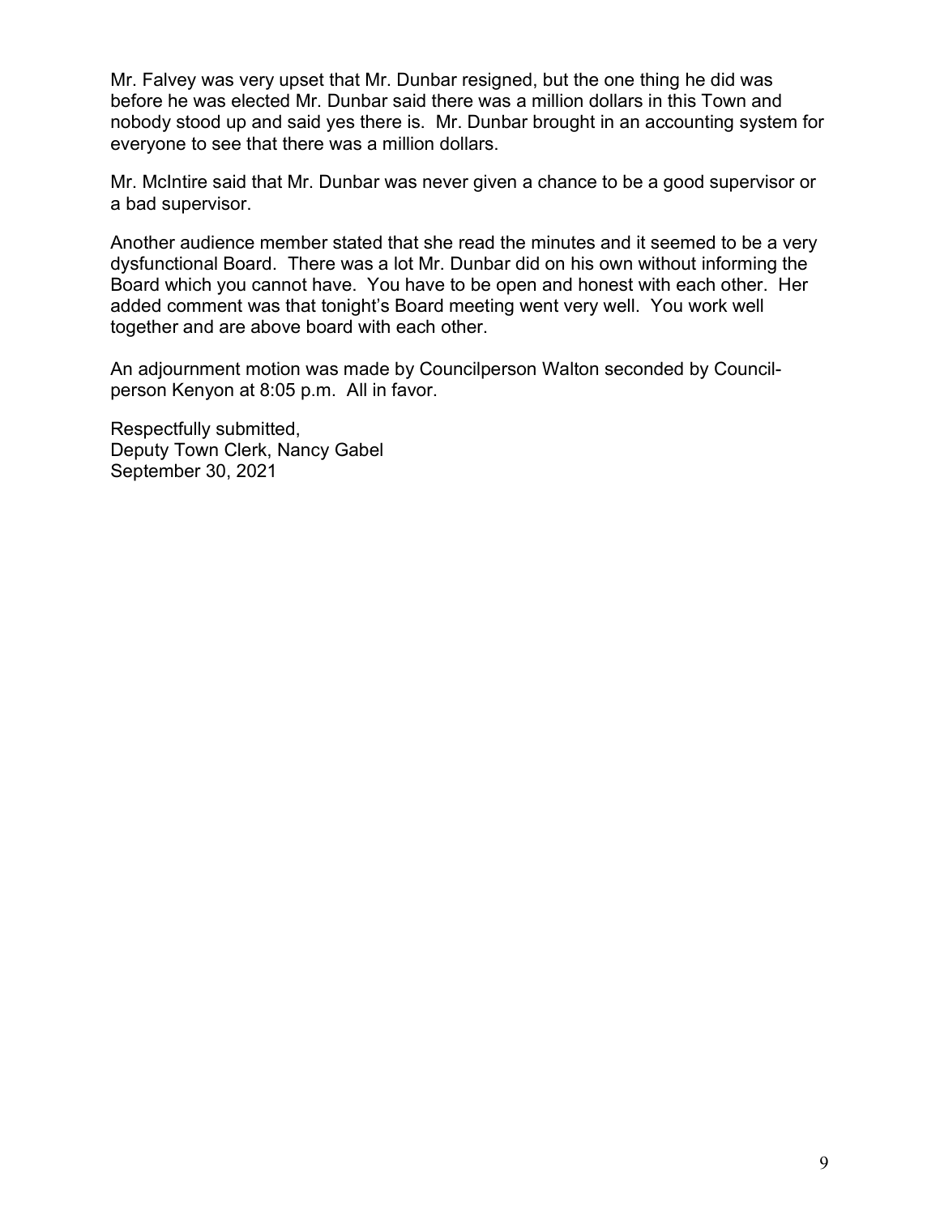Mr. Falvey was very upset that Mr. Dunbar resigned, but the one thing he did was before he was elected Mr. Dunbar said there was a million dollars in this Town and nobody stood up and said yes there is. Mr. Dunbar brought in an accounting system for everyone to see that there was a million dollars.

Mr. McIntire said that Mr. Dunbar was never given a chance to be a good supervisor or a bad supervisor.

Another audience member stated that she read the minutes and it seemed to be a very dysfunctional Board. There was a lot Mr. Dunbar did on his own without informing the Board which you cannot have. You have to be open and honest with each other. Her added comment was that tonight's Board meeting went very well. You work well together and are above board with each other.

An adjournment motion was made by Councilperson Walton seconded by Councilperson Kenyon at 8:05 p.m. All in favor.

Respectfully submitted,
Deputy Town Clerk, Nancy Gabel
September 30, 2021